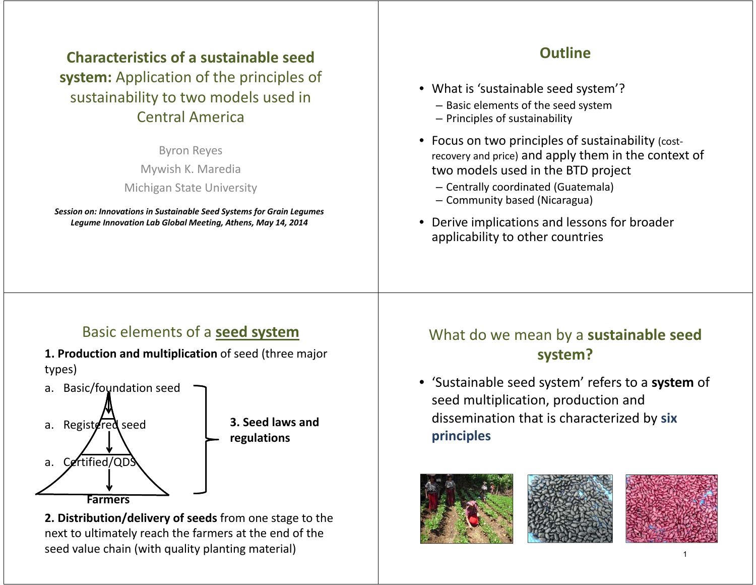# Characteristics of a sustainable seed system: Application of the principles of sustainability to two models used in Central America

Byron Reyes
Mywish K. Maredia
Michigan State University

***Session on: Innovations in Sustainable Seed Systems for Grain Legumes***
***Legume Innovation Lab Global Meeting, Athens, May 14, 2014***

## Outline

- What is 'sustainable seed system'?
  - Basic elements of the seed system
  - Principles of sustainability
- Focus on two principles of sustainability (cost-recovery and price) and apply them in the context of two models used in the BTD project
  - Centrally coordinated (Guatemala)
  - Community based (Nicaragua)
- Derive implications and lessons for broader applicability to other countries

## Basic elements of a seed system

**1. Production and multiplication** of seed (three major types)

a. Basic/foundation seed
a. Registered seed
a. Certified/QDS

Farmers

**3. Seed laws and regulations**

**2. Distribution/delivery of seeds** from one stage to the next to ultimately reach the farmers at the end of the seed value chain (with quality planting material)

## What do we mean by a sustainable seed system?

- 'Sustainable seed system' refers to a **system** of seed multiplication, production and dissemination that is characterized by **six principles**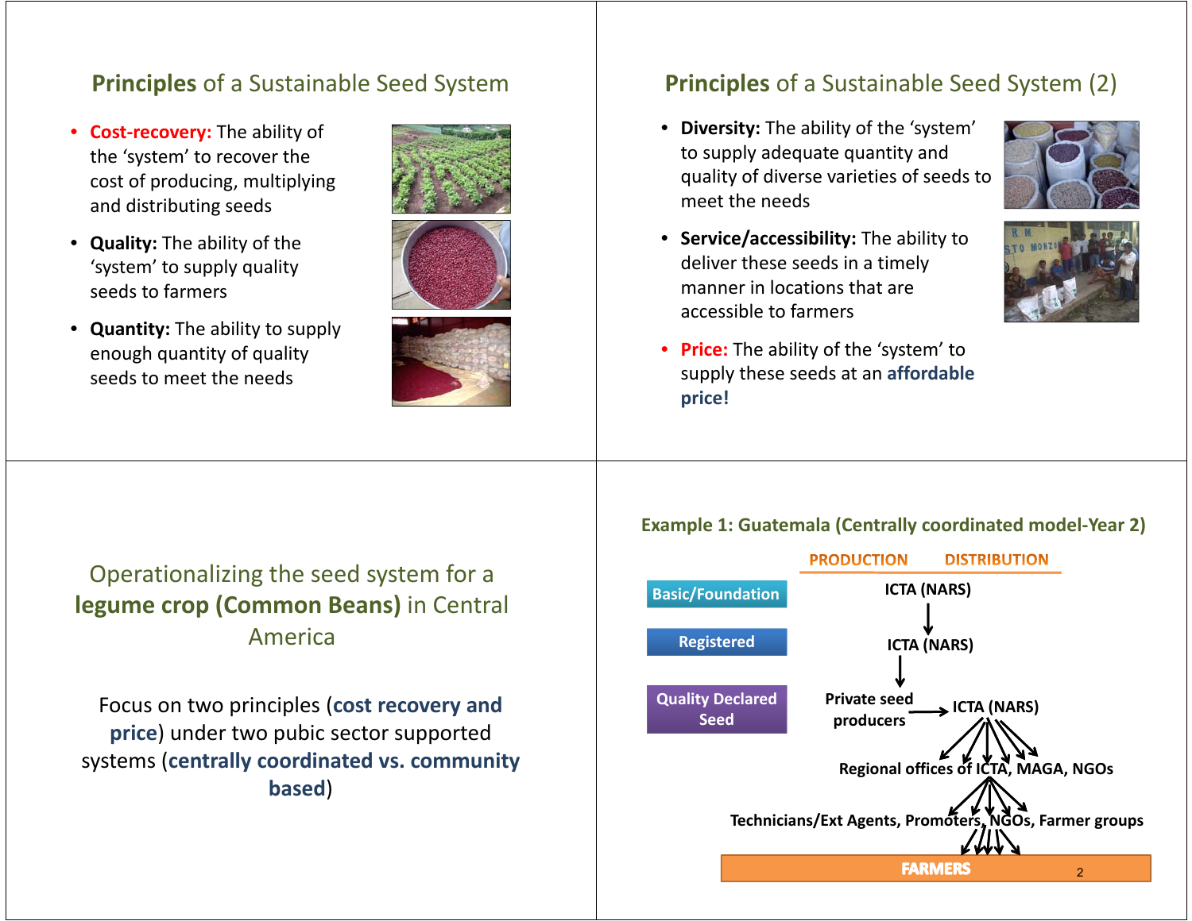## Principles of a Sustainable Seed System

- **Cost-recovery:** The ability of the 'system' to recover the cost of producing, multiplying and distributing seeds
- **Quality:** The ability of the 'system' to supply quality seeds to farmers
- **Quantity:** The ability to supply enough quantity of quality seeds to meet the needs

## Principles of a Sustainable Seed System (2)

- **Diversity:** The ability of the 'system' to supply adequate quantity and quality of diverse varieties of seeds to meet the needs
- **Service/accessibility:** The ability to deliver these seeds in a timely manner in locations that are accessible to farmers
- **Price:** The ability of the 'system' to supply these seeds at an **affordable price!**

## Operationalizing the seed system for a **legume crop (Common Beans)** in Central America

Focus on two principles (**cost recovery and price**) under two pubic sector supported systems (**centrally coordinated vs. community based**)

### Example 1: Guatemala (Centrally coordinated model-Year 2)

PRODUCTION DISTRIBUTION

- **Basic/Foundation:** ICTA (NARS) → 
- **Registered:** ICTA (NARS) → 
- **Quality Declared Seed:** Private seed producers → ICTA (NARS) → Regional offices of ICTA, MAGA, NGOs → Technicians/Ext Agents, Promoters, NGOs, Farmer groups → FARMERS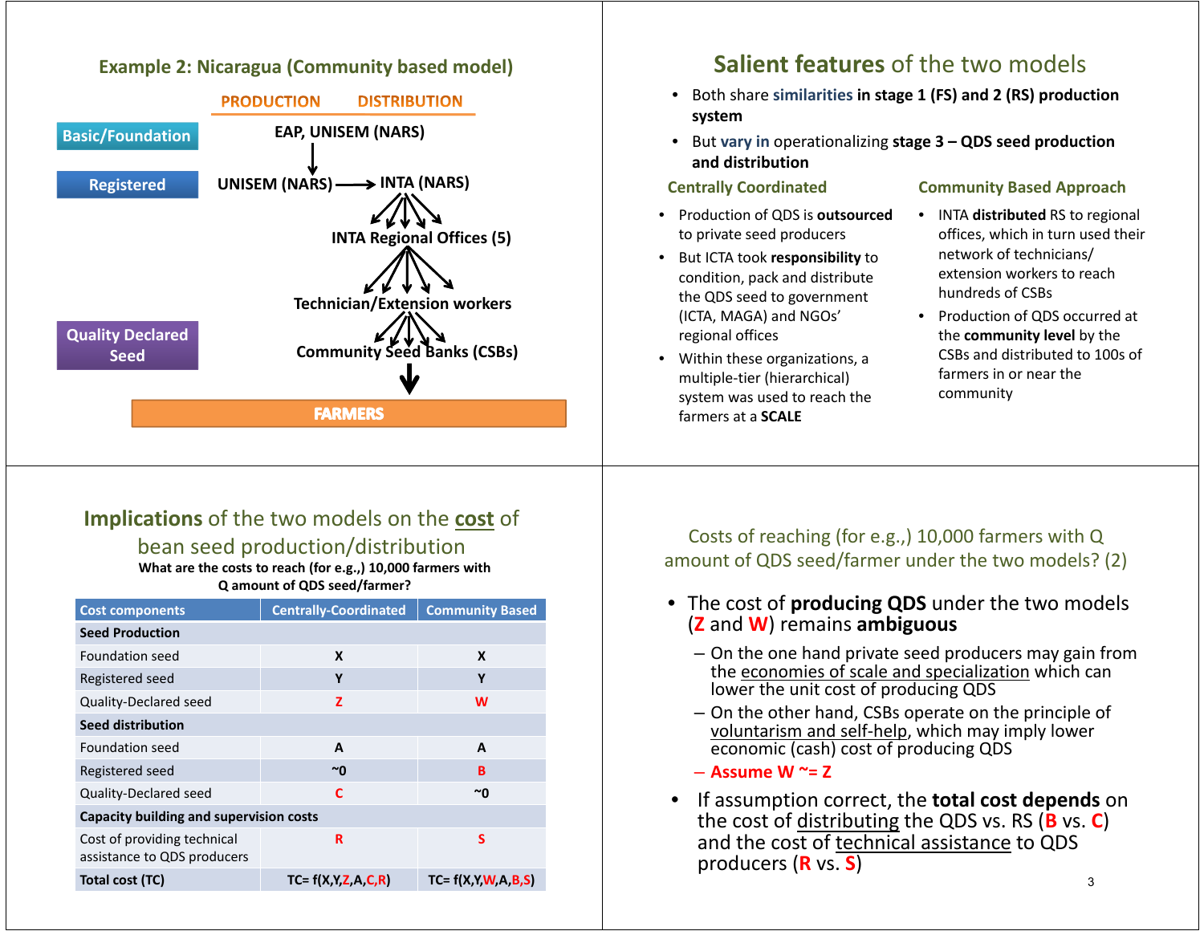## Example 2: Nicaragua (Community based model)

**PRODUCTION** | **DISTRIBUTION**

- **Basic/Foundation**: EAP, UNISEM (NARS)
- **Registered**: UNISEM (NARS) → INTA (NARS)
  - INTA Regional Offices (5)
  - Technician/Extension workers
- **Quality Declared Seed**: Community Seed Banks (CSBs)
- **FARMERS**

## Salient features of the two models

- Both share **similarities in stage 1 (FS) and 2 (RS) production system**
- But **vary in** operationalizing **stage 3 – QDS seed production and distribution**

### Centrally Coordinated

- Production of QDS is **outsourced** to private seed producers
- But ICTA took **responsibility** to condition, pack and distribute the QDS seed to government (ICTA, MAGA) and NGOs' regional offices
- Within these organizations, a multiple-tier (hierarchical) system was used to reach the farmers at a **SCALE**

### Community Based Approach

- INTA **distributed** RS to regional offices, which in turn used their network of technicians/ extension workers to reach hundreds of CSBs
- Production of QDS occurred at the **community level** by the CSBs and distributed to 100s of farmers in or near the community

## Implications of the two models on the cost of bean seed production/distribution

**What are the costs to reach (for e.g.,) 10,000 farmers with Q amount of QDS seed/farmer?**

| Cost components | Centrally-Coordinated | Community Based |
|---|---|---|
| **Seed Production** | | |
| Foundation seed | X | X |
| Registered seed | Y | Y |
| Quality-Declared seed | Z | W |
| **Seed distribution** | | |
| Foundation seed | A | A |
| Registered seed | ~0 | B |
| Quality-Declared seed | C | ~0 |
| **Capacity building and supervision costs** | | |
| Cost of providing technical assistance to QDS producers | R | S |
| **Total cost (TC)** | TC= f(X,Y,Z,A,C,R) | TC= f(X,Y,W,A,B,S) |

## Costs of reaching (for e.g.,) 10,000 farmers with Q amount of QDS seed/farmer under the two models? (2)

- The cost of **producing QDS** under the two models (**Z** and **W**) remains **ambiguous**
  - On the one hand private seed producers may gain from the economies of scale and specialization which can lower the unit cost of producing QDS
  - On the other hand, CSBs operate on the principle of voluntarism and self-help, which may imply lower economic (cash) cost of producing QDS
  - **Assume W ~= Z**
- If assumption correct, the **total cost depends** on the cost of distributing the QDS vs. RS (**B** vs. **C**) and the cost of technical assistance to QDS producers (**R** vs. **S**)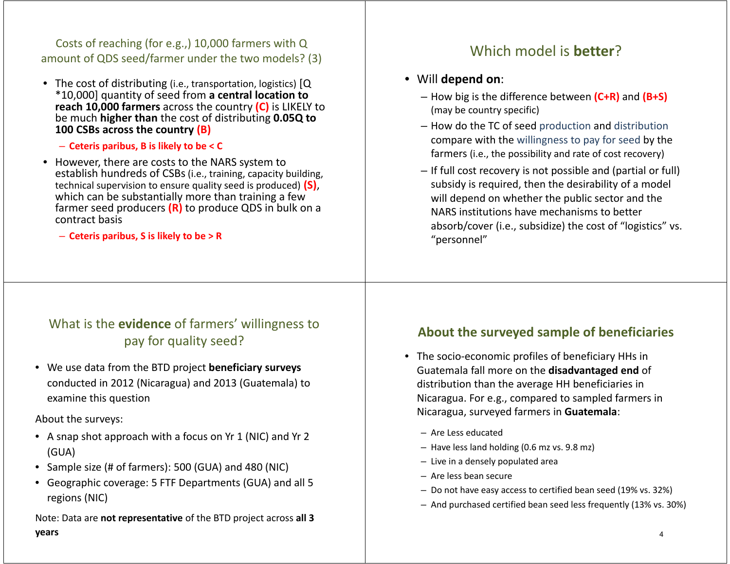## Costs of reaching (for e.g.,) 10,000 farmers with Q amount of QDS seed/farmer under the two models? (3)

- The cost of distributing (i.e., transportation, logistics) [Q *10,000] quantity of seed from **a central location to reach 10,000 farmers** across the country **(C)** is LIKELY to be much **higher than** the cost of distributing **0.05Q to 100 CSBs across the country (B)**
  - **Ceteris paribus, B is likely to be < C**
- However, there are costs to the NARS system to establish hundreds of CSBs (i.e., training, capacity building, technical supervision to ensure quality seed is produced) **(S)**, which can be substantially more than training a few farmer seed producers **(R)** to produce QDS in bulk on a contract basis
  - **Ceteris paribus, S is likely to be > R**

## Which model is **better**?

- Will **depend on**:
  - How big is the difference between **(C+R)** and **(B+S)** (may be country specific)
  - How do the TC of seed production and distribution compare with the willingness to pay for seed by the farmers (i.e., the possibility and rate of cost recovery)
  - If full cost recovery is not possible and (partial or full) subsidy is required, then the desirability of a model will depend on whether the public sector and the NARS institutions have mechanisms to better absorb/cover (i.e., subsidize) the cost of "logistics" vs. "personnel"

## What is the **evidence** of farmers' willingness to pay for quality seed?

- We use data from the BTD project **beneficiary surveys** conducted in 2012 (Nicaragua) and 2013 (Guatemala) to examine this question

About the surveys:

- A snap shot approach with a focus on Yr 1 (NIC) and Yr 2 (GUA)
- Sample size (# of farmers): 500 (GUA) and 480 (NIC)
- Geographic coverage: 5 FTF Departments (GUA) and all 5 regions (NIC)

Note: Data are **not representative** of the BTD project across **all 3 years**

## About the surveyed sample of beneficiaries

- The socio-economic profiles of beneficiary HHs in Guatemala fall more on the **disadvantaged end** of distribution than the average HH beneficiaries in Nicaragua. For e.g., compared to sampled farmers in Nicaragua, surveyed farmers in **Guatemala**:
  - Are Less educated
  - Have less land holding (0.6 mz vs. 9.8 mz)
  - Live in a densely populated area
  - Are less bean secure
  - Do not have easy access to certified bean seed (19% vs. 32%)
  - And purchased certified bean seed less frequently (13% vs. 30%)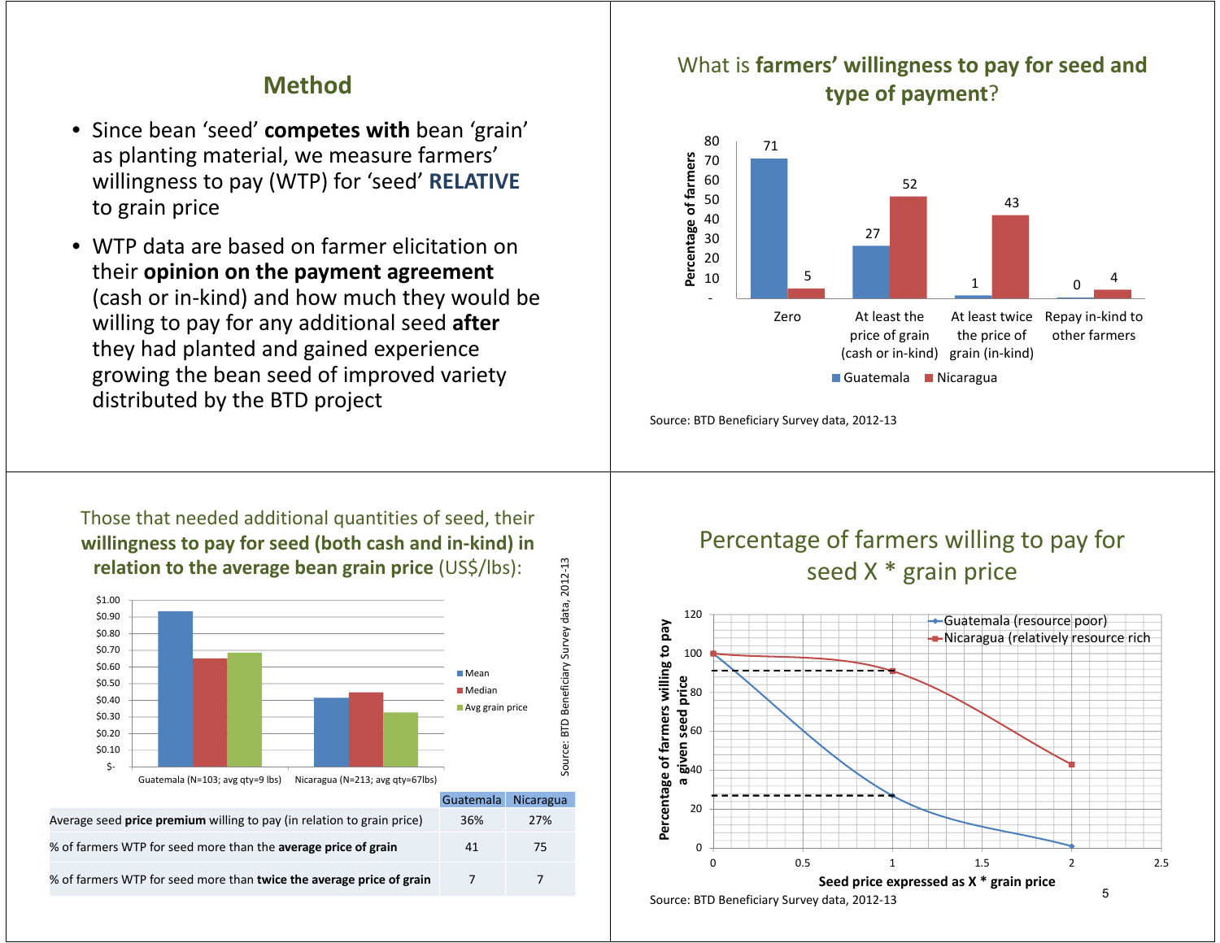## Method

- Since bean 'seed' **competes with** bean 'grain' as planting material, we measure farmers' willingness to pay (WTP) for 'seed' **RELATIVE** to grain price
- WTP data are based on farmer elicitation on their **opinion on the payment agreement** (cash or in-kind) and how much they would be willing to pay for any additional seed **after** they had planted and gained experience growing the bean seed of improved variety distributed by the BTD project

## What is farmers' willingness to pay for seed and type of payment?

| Percentage of farmers | Guatemala | Nicaragua |
|---|---|---|
| Zero | 71 | 5 |
| At least the price of grain (cash or in-kind) | 27 | 52 |
| At least twice the price of grain (in-kind) | 1 | 43 |
| Repay in-kind to other farmers | 0 | 4 |

Source: BTD Beneficiary Survey data, 2012-13

## Those that needed additional quantities of seed, their willingness to pay for seed (both cash and in-kind) in relation to the average bean grain price (US$/lbs):

Guatemala (N=103; avg qty=9 lbs); Nicaragua (N=213; avg qty=67lbs)

Source: BTD Beneficiary Survey data, 2012-13

| | Guatemala | Nicaragua |
|---|---|---|
| Average seed **price premium** willing to pay (in relation to grain price) | 36% | 27% |
| % of farmers WTP for seed more than the **average price of grain** | 41 | 75 |
| % of farmers WTP for seed more than **twice the average price of grain** | 7 | 7 |

## Percentage of farmers willing to pay for seed X * grain price

Guatemala (resource poor); Nicaragua (relatively resource rich)

Source: BTD Beneficiary Survey data, 2012-13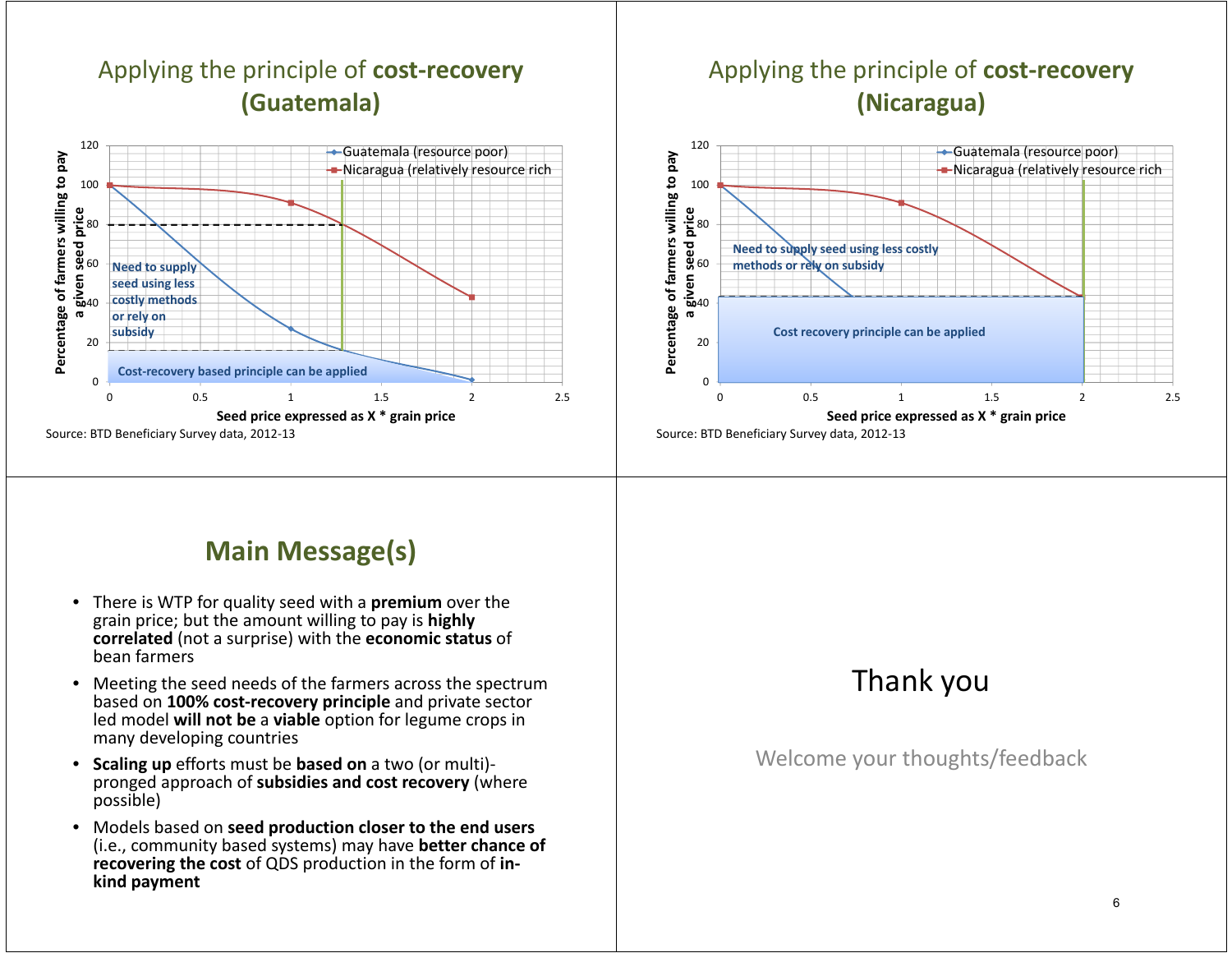## Applying the principle of **cost-recovery (Guatemala)**

120
100
80
60
40
20
0

0 0.5 1 1.5 2 2.5

Percentage of farmers willing to pay a given seed price

Seed price expressed as X * grain price

Guatemala (resource poor)
Nicaragua (relatively resource rich

Need to supply seed using less costly methods or rely on subsidy

Cost-recovery based principle can be applied

Source: BTD Beneficiary Survey data, 2012-13

## Applying the principle of **cost-recovery (Nicaragua)**

120
100
80
60
40
20
0

0 0.5 1 1.5 2 2.5

Percentage of farmers willing to pay a given seed price

Seed price expressed as X * grain price

Guatemala (resource poor)
Nicaragua (relatively resource rich

Need to supply seed using less costly methods or rely on subsidy

Cost recovery principle can be applied

Source: BTD Beneficiary Survey data, 2012-13

## Main Message(s)

- There is WTP for quality seed with a **premium** over the grain price; but the amount willing to pay is **highly correlated** (not a surprise) with the **economic status** of bean farmers
- Meeting the seed needs of the farmers across the spectrum based on **100% cost-recovery principle** and private sector led model **will not be** a **viable** option for legume crops in many developing countries
- **Scaling up** efforts must be **based on** a two (or multi)-pronged approach of **subsidies and cost recovery** (where possible)
- Models based on **seed production closer to the end users** (i.e., community based systems) may have **better chance of recovering the cost** of QDS production in the form of **in-kind payment**

# Thank you

Welcome your thoughts/feedback